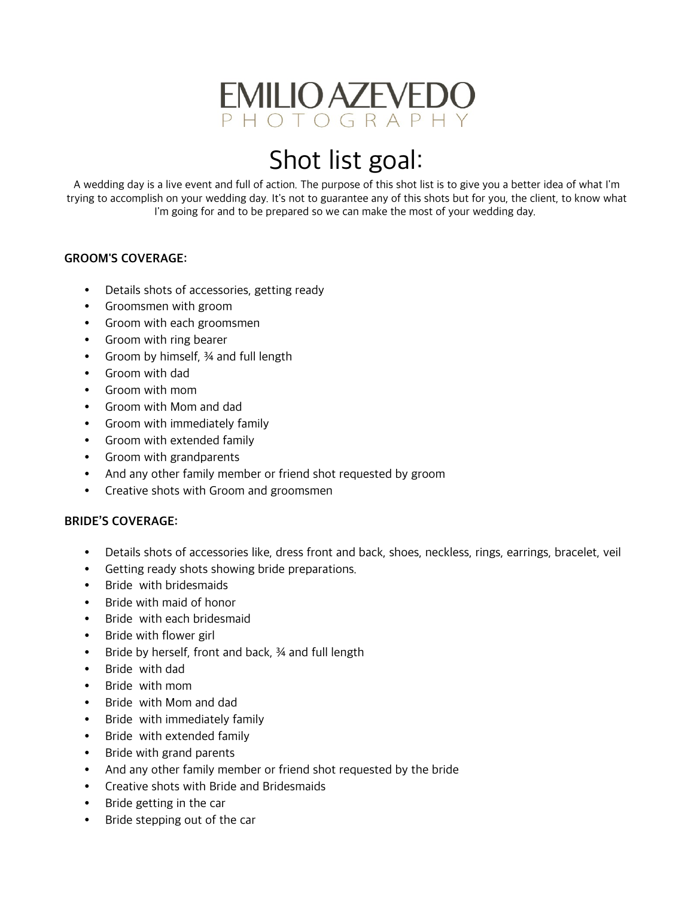# EMILIO AZEVEDO
PHOTOGRAPHY

# Shot list goal:

A wedding day is a live event and full of action. The purpose of this shot list is to give you a better idea of what I'm trying to accomplish on your wedding day. It's not to guarantee any of this shots but for you, the client, to know what I'm going for and to be prepared so we can make the most of your wedding day.

**GROOM'S COVERAGE:**

- Details shots of accessories, getting ready
- Groomsmen with groom
- Groom with each groomsmen
- Groom with ring bearer
- Groom by himself, ¾ and full length
- Groom with dad
- Groom with mom
- Groom with Mom and dad
- Groom with immediately family
- Groom with extended family
- Groom with grandparents
- And any other family member or friend shot requested by groom
- Creative shots with Groom and groomsmen

**BRIDE'S COVERAGE:**

- Details shots of accessories like, dress front and back, shoes, neckless, rings, earrings, bracelet, veil
- Getting ready shots showing bride preparations.
- Bride with bridesmaids
- Bride with maid of honor
- Bride with each bridesmaid
- Bride with flower girl
- Bride by herself, front and back, ¾ and full length
- Bride with dad
- Bride with mom
- Bride with Mom and dad
- Bride with immediately family
- Bride with extended family
- Bride with grand parents
- And any other family member or friend shot requested by the bride
- Creative shots with Bride and Bridesmaids
- Bride getting in the car
- Bride stepping out of the car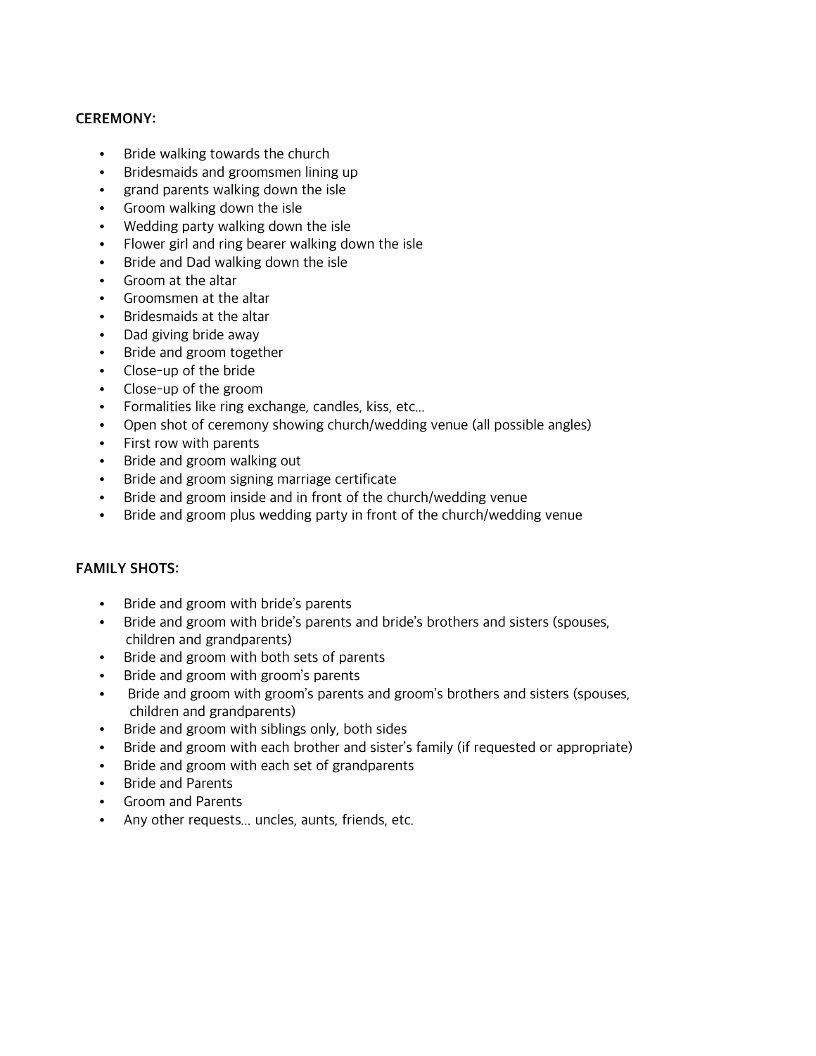**CEREMONY:**

- Bride walking towards the church
- Bridesmaids and groomsmen lining up
- grand parents walking down the isle
- Groom walking down the isle
- Wedding party walking down the isle
- Flower girl and ring bearer walking down the isle
- Bride and Dad walking down the isle
- Groom at the altar
- Groomsmen at the altar
- Bridesmaids at the altar
- Dad giving bride away
- Bride and groom together
- Close-up of the bride
- Close-up of the groom
- Formalities like ring exchange, candles, kiss, etc…
- Open shot of ceremony showing church/wedding venue (all possible angles)
- First row with parents
- Bride and groom walking out
- Bride and groom signing marriage certificate
- Bride and groom inside and in front of the church/wedding venue
- Bride and groom plus wedding party in front of the church/wedding venue

**FAMILY SHOTS:**

- Bride and groom with bride's parents
- Bride and groom with bride's parents and bride's brothers and sisters (spouses, children and grandparents)
- Bride and groom with both sets of parents
- Bride and groom with groom's parents
- Bride and groom with groom's parents and groom's brothers and sisters (spouses, children and grandparents)
- Bride and groom with siblings only, both sides
- Bride and groom with each brother and sister's family (if requested or appropriate)
- Bride and groom with each set of grandparents
- Bride and Parents
- Groom and Parents
- Any other requests… uncles, aunts, friends, etc.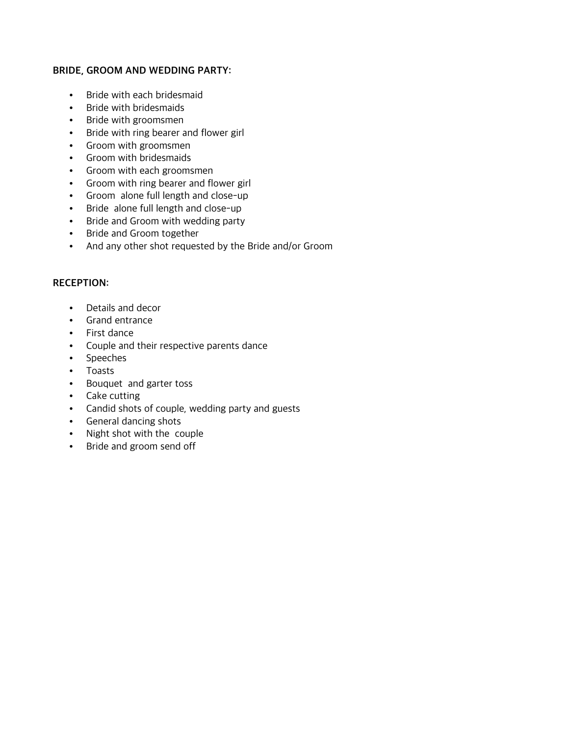**BRIDE, GROOM AND WEDDING PARTY:**

- Bride with each bridesmaid
- Bride with bridesmaids
- Bride with groomsmen
- Bride with ring bearer and flower girl
- Groom with groomsmen
- Groom with bridesmaids
- Groom with each groomsmen
- Groom with ring bearer and flower girl
- Groom alone full length and close-up
- Bride alone full length and close-up
- Bride and Groom with wedding party
- Bride and Groom together
- And any other shot requested by the Bride and/or Groom

**RECEPTION:**

- Details and decor
- Grand entrance
- First dance
- Couple and their respective parents dance
- Speeches
- Toasts
- Bouquet and garter toss
- Cake cutting
- Candid shots of couple, wedding party and guests
- General dancing shots
- Night shot with the couple
- Bride and groom send off